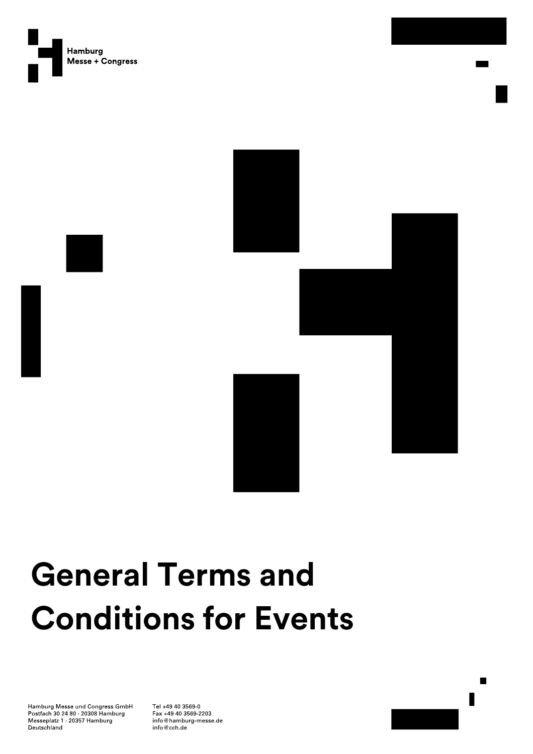Hamburg
Messe + Congress

# General Terms and Conditions for Events

Hamburg Messe und Congress GmbH
Postfach 30 24 80 · 20308 Hamburg
Messeplatz 1 · 20357 Hamburg
Deutschland

Tel +49 40 3569-0
Fax +49 40 3569-2203
info@hamburg-messe.de
info@cch.de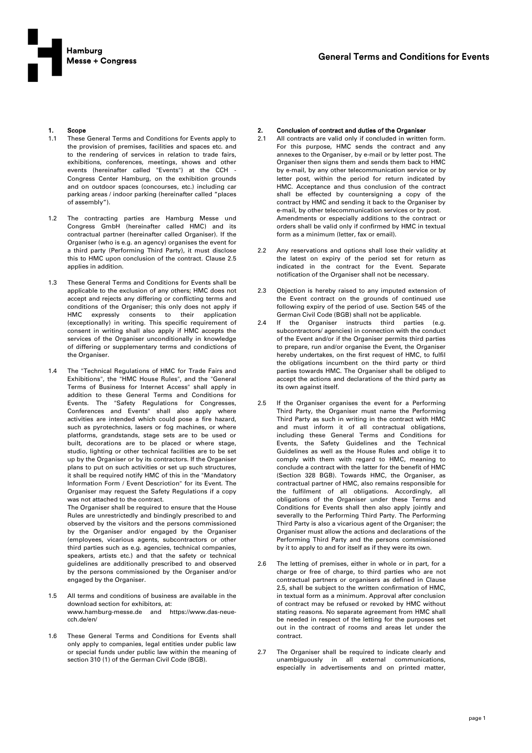## 1. Scope

1.1 These General Terms and Conditions for Events apply to the provision of premises, facilities and spaces etc. and to the rendering of services in relation to trade fairs, exhibitions, conferences, meetings, shows and other events (hereinafter called "Events") at the CCH - Congress Center Hamburg, on the exhibition grounds and on outdoor spaces (concourses, etc.) including car parking areas / indoor parking (hereinafter called "places of assembly").

1.2 The contracting parties are Hamburg Messe und Congress GmbH (hereinafter called HMC) and its contractual partner (hereinafter called Organiser). If the Organiser (who is e.g. an agency) organises the event for a third party (Performing Third Party), it must disclose this to HMC upon conclusion of the contract. Clause 2.5 applies in addition.

1.3 These General Terms and Conditions for Events shall be applicable to the exclusion of any others; HMC does not accept and rejects any differing or conflicting terms and conditions of the Organiser; this only does not apply if HMC expressly consents to their application (exceptionally) in writing. This specific requirement of consent in writing shall also apply if HMC accepts the services of the Organiser unconditionally in knowledge of differing or supplementary terms and conditions of the Organiser.

1.4 The "Technical Regulations of HMC for Trade Fairs and Exhibitions", the "HMC House Rules", and the "General Terms of Business for Internet Access" shall apply in addition to these General Terms and Conditions for Events. The "Safety Regulations for Congresses, Conferences and Events" shall also apply where activities are intended which could pose a fire hazard, such as pyrotechnics, lasers or fog machines, or where platforms, grandstands, stage sets are to be used or built, decorations are to be placed or where stage, studio, lighting or other technical facilities are to be set up by the Organiser or by its contractors. If the Organiser plans to put on such activities or set up such structures, it shall be required notify HMC of this in the "Mandatory Information Form / Event Descriotion" for its Event. The Organiser may request the Safety Regulations if a copy was not attached to the contract.

The Organiser shall be required to ensure that the House Rules are unrestrictedly and bindingly prescribed to and observed by the visitors and the persons commissioned by the Organiser and/or engaged by the Organiser (employees, vicarious agents, subcontractors or other third parties such as e.g. agencies, technical companies, speakers, artists etc.) and that the safety or technical guidelines are additionally prescribed to and observed by the persons commissioned by the Organiser and/or engaged by the Organiser.

1.5 All terms and conditions of business are available in the download section for exhibitors, at: www.hamburg-messe.de and https://www.das-neue-cch.de/en/

1.6 These General Terms and Conditions for Events shall only apply to companies, legal entities under public law or special funds under public law within the meaning of section 310 (1) of the German Civil Code (BGB).

## 2. Conclusion of contract and duties of the Organiser

2.1 All contracts are valid only if concluded in written form. For this purpose, HMC sends the contract and any annexes to the Organiser, by e-mail or by letter post. The Organiser then signs them and sends them back to HMC by e-mail, by any other telecommunication service or by letter post, within the period for return indicated by HMC. Acceptance and thus conclusion of the contract shall be effected by countersigning a copy of the contract by HMC and sending it back to the Organiser by e-mail, by other telecommunication services or by post. Amendments or especially additions to the contract or orders shall be valid only if confirmed by HMC in textual form as a minimum (letter, fax or email).

2.2 Any reservations and options shall lose their validity at the latest on expiry of the period set for return as indicated in the contract for the Event. Separate notification of the Organiser shall not be necessary.

2.3 Objection is hereby raised to any imputed extension of the Event contract on the grounds of continued use following expiry of the period of use. Section 545 of the German Civil Code (BGB) shall not be applicable.

2.4 If the Organiser instructs third parties (e.g. subcontractors/ agencies) in connection with the conduct of the Event and/or if the Organiser permits third parties to prepare, run and/or organise the Event, the Organiser hereby undertakes, on the first request of HMC, to fulfil the obligations incumbent on the third party or third parties towards HMC. The Organiser shall be obliged to accept the actions and declarations of the third party as its own against itself.

2.5 If the Organiser organises the event for a Performing Third Party, the Organiser must name the Performing Third Party as such in writing in the contract with HMC and must inform it of all contractual obligations, including these General Terms and Conditions for Events, the Safety Guidelines and the Technical Guidelines as well as the House Rules and oblige it to comply with them with regard to HMC, meaning to conclude a contract with the latter for the benefit of HMC (Section 328 BGB). Towards HMC, the Organiser, as contractual partner of HMC, also remains responsible for the fulfilment of all obligations. Accordingly, all obligations of the Organiser under these Terms and Conditions for Events shall then also apply jointly and severally to the Performing Third Party. The Performing Third Party is also a vicarious agent of the Organiser; the Organiser must allow the actions and declarations of the Performing Third Party and the persons commissioned by it to apply to and for itself as if they were its own.

2.6 The letting of premises, either in whole or in part, for a charge or free of charge, to third parties who are not contractual partners or organisers as defined in Clause 2.5, shall be subject to the written confirmation of HMC, in textual form as a minimum. Approval after conclusion of contract may be refused or revoked by HMC without stating reasons. No separate agreement from HMC shall be needed in respect of the letting for the purposes set out in the contract of rooms and areas let under the contract.

2.7 The Organiser shall be required to indicate clearly and unambiguously in all external communications, especially in advertisements and on printed matter,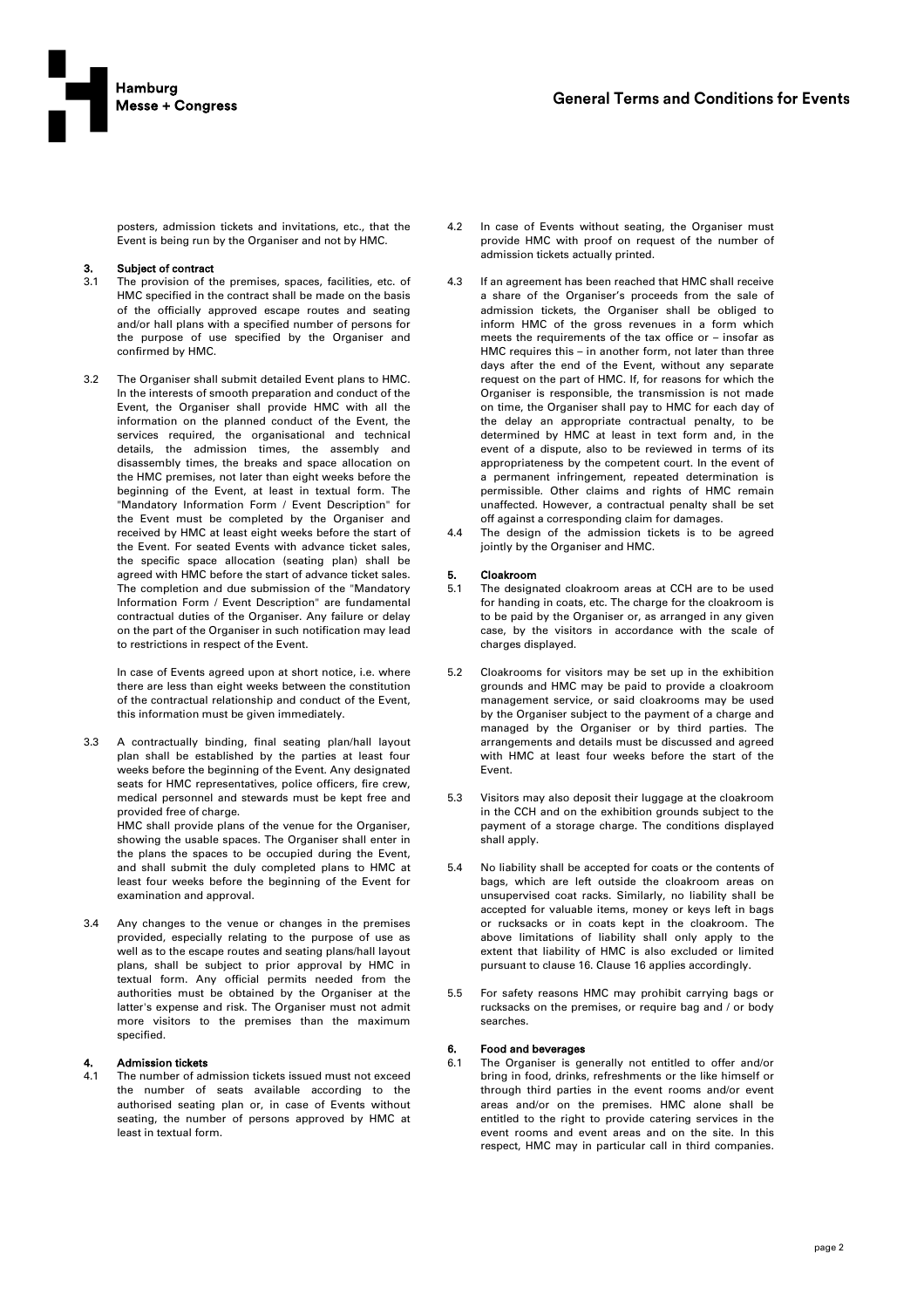posters, admission tickets and invitations, etc., that the Event is being run by the Organiser and not by HMC.

## 3. Subject of contract

3.1 The provision of the premises, spaces, facilities, etc. of HMC specified in the contract shall be made on the basis of the officially approved escape routes and seating and/or hall plans with a specified number of persons for the purpose of use specified by the Organiser and confirmed by HMC.

3.2 The Organiser shall submit detailed Event plans to HMC. In the interests of smooth preparation and conduct of the Event, the Organiser shall provide HMC with all the information on the planned conduct of the Event, the services required, the organisational and technical details, the admission times, the assembly and disassembly times, the breaks and space allocation on the HMC premises, not later than eight weeks before the beginning of the Event, at least in textual form. The "Mandatory Information Form / Event Description" for the Event must be completed by the Organiser and received by HMC at least eight weeks before the start of the Event. For seated Events with advance ticket sales, the specific space allocation (seating plan) shall be agreed with HMC before the start of advance ticket sales. The completion and due submission of the "Mandatory Information Form / Event Description" are fundamental contractual duties of the Organiser. Any failure or delay on the part of the Organiser in such notification may lead to restrictions in respect of the Event.

In case of Events agreed upon at short notice, i.e. where there are less than eight weeks between the constitution of the contractual relationship and conduct of the Event, this information must be given immediately.

3.3 A contractually binding, final seating plan/hall layout plan shall be established by the parties at least four weeks before the beginning of the Event. Any designated seats for HMC representatives, police officers, fire crew, medical personnel and stewards must be kept free and provided free of charge.
HMC shall provide plans of the venue for the Organiser, showing the usable spaces. The Organiser shall enter in the plans the spaces to be occupied during the Event, and shall submit the duly completed plans to HMC at least four weeks before the beginning of the Event for examination and approval.

3.4 Any changes to the venue or changes in the premises provided, especially relating to the purpose of use as well as to the escape routes and seating plans/hall layout plans, shall be subject to prior approval by HMC in textual form. Any official permits needed from the authorities must be obtained by the Organiser at the latter's expense and risk. The Organiser must not admit more visitors to the premises than the maximum specified.

## 4. Admission tickets

4.1 The number of admission tickets issued must not exceed the number of seats available according to the authorised seating plan or, in case of Events without seating, the number of persons approved by HMC at least in textual form.

4.2 In case of Events without seating, the Organiser must provide HMC with proof on request of the number of admission tickets actually printed.

4.3 If an agreement has been reached that HMC shall receive a share of the Organiser's proceeds from the sale of admission tickets, the Organiser shall be obliged to inform HMC of the gross revenues in a form which meets the requirements of the tax office or – insofar as HMC requires this – in another form, not later than three days after the end of the Event, without any separate request on the part of HMC. If, for reasons for which the Organiser is responsible, the transmission is not made on time, the Organiser shall pay to HMC for each day of the delay an appropriate contractual penalty, to be determined by HMC at least in text form and, in the event of a dispute, also to be reviewed in terms of its appropriateness by the competent court. In the event of a permanent infringement, repeated determination is permissible. Other claims and rights of HMC remain unaffected. However, a contractual penalty shall be set off against a corresponding claim for damages.

4.4 The design of the admission tickets is to be agreed jointly by the Organiser and HMC.

## 5. Cloakroom

5.1 The designated cloakroom areas at CCH are to be used for handing in coats, etc. The charge for the cloakroom is to be paid by the Organiser or, as arranged in any given case, by the visitors in accordance with the scale of charges displayed.

5.2 Cloakrooms for visitors may be set up in the exhibition grounds and HMC may be paid to provide a cloakroom management service, or said cloakrooms may be used by the Organiser subject to the payment of a charge and managed by the Organiser or by third parties. The arrangements and details must be discussed and agreed with HMC at least four weeks before the start of the Event.

5.3 Visitors may also deposit their luggage at the cloakroom in the CCH and on the exhibition grounds subject to the payment of a storage charge. The conditions displayed shall apply.

5.4 No liability shall be accepted for coats or the contents of bags, which are left outside the cloakroom areas on unsupervised coat racks. Similarly, no liability shall be accepted for valuable items, money or keys left in bags or rucksacks or in coats kept in the cloakroom. The above limitations of liability shall only apply to the extent that liability of HMC is also excluded or limited pursuant to clause 16. Clause 16 applies accordingly.

5.5 For safety reasons HMC may prohibit carrying bags or rucksacks on the premises, or require bag and / or body searches.

## 6. Food and beverages

6.1 The Organiser is generally not entitled to offer and/or bring in food, drinks, refreshments or the like himself or through third parties in the event rooms and/or event areas and/or on the premises. HMC alone shall be entitled to the right to provide catering services in the event rooms and event areas and on the site. In this respect, HMC may in particular call in third companies.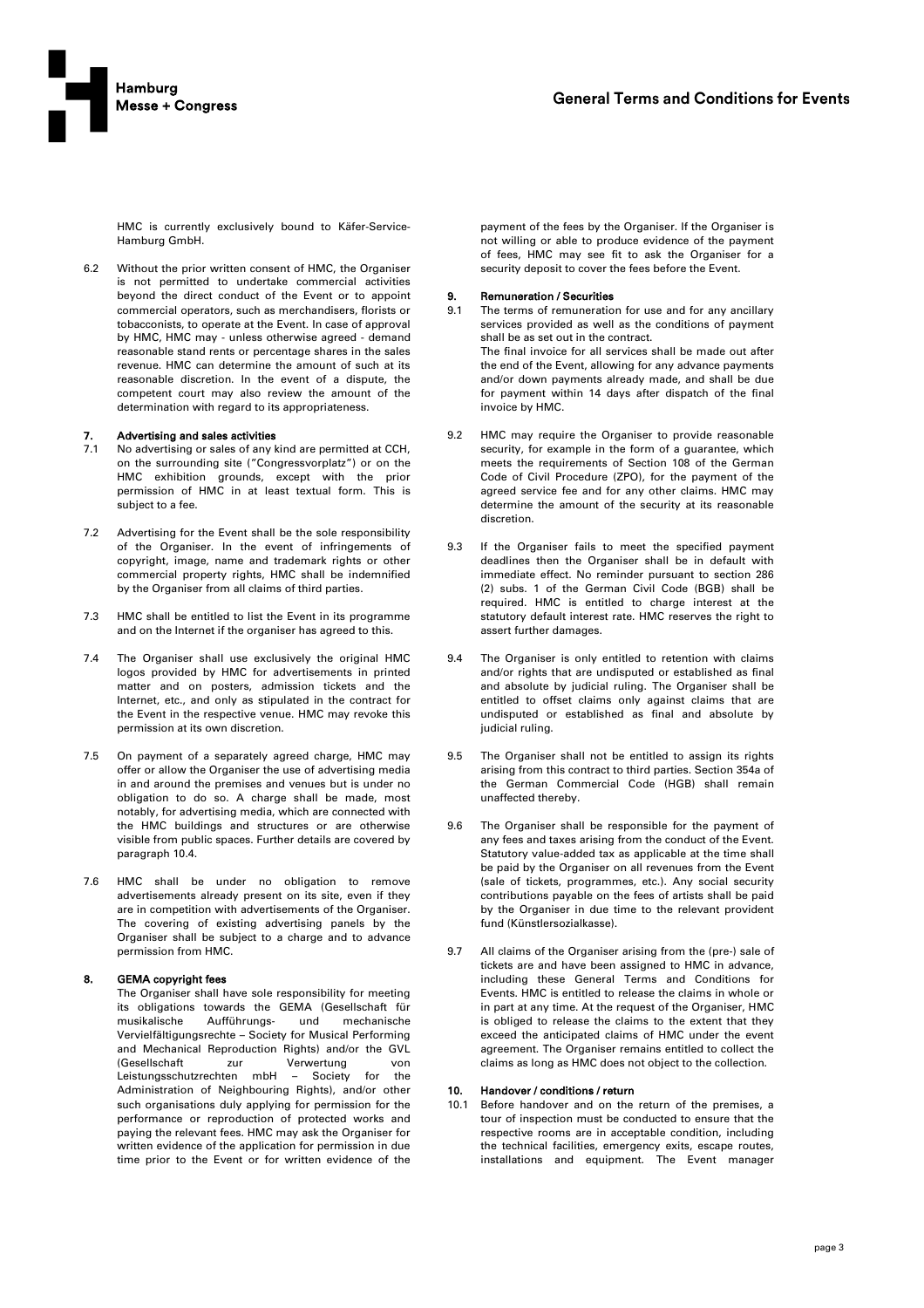HMC is currently exclusively bound to Käfer-Service-Hamburg GmbH.

6.2 Without the prior written consent of HMC, the Organiser is not permitted to undertake commercial activities beyond the direct conduct of the Event or to appoint commercial operators, such as merchandisers, florists or tobacconists, to operate at the Event. In case of approval by HMC, HMC may - unless otherwise agreed - demand reasonable stand rents or percentage shares in the sales revenue. HMC can determine the amount of such at its reasonable discretion. In the event of a dispute, the competent court may also review the amount of the determination with regard to its appropriateness.

## 7. Advertising and sales activities

7.1 No advertising or sales of any kind are permitted at CCH, on the surrounding site ("Congressvorplatz") or on the HMC exhibition grounds, except with the prior permission of HMC in at least textual form. This is subject to a fee.

7.2 Advertising for the Event shall be the sole responsibility of the Organiser. In the event of infringements of copyright, image, name and trademark rights or other commercial property rights, HMC shall be indemnified by the Organiser from all claims of third parties.

7.3 HMC shall be entitled to list the Event in its programme and on the Internet if the organiser has agreed to this.

7.4 The Organiser shall use exclusively the original HMC logos provided by HMC for advertisements in printed matter and on posters, admission tickets and the Internet, etc., and only as stipulated in the contract for the Event in the respective venue. HMC may revoke this permission at its own discretion.

7.5 On payment of a separately agreed charge, HMC may offer or allow the Organiser the use of advertising media in and around the premises and venues but is under no obligation to do so. A charge shall be made, most notably, for advertising media, which are connected with the HMC buildings and structures or are otherwise visible from public spaces. Further details are covered by paragraph 10.4.

7.6 HMC shall be under no obligation to remove advertisements already present on its site, even if they are in competition with advertisements of the Organiser. The covering of existing advertising panels by the Organiser shall be subject to a charge and to advance permission from HMC.

## 8. GEMA copyright fees

The Organiser shall have sole responsibility for meeting its obligations towards the GEMA (Gesellschaft für musikalische Aufführungs- und mechanische Vervielfältigungsrechte – Society for Musical Performing and Mechanical Reproduction Rights) and/or the GVL (Gesellschaft zur Verwertung von Leistungsschutzrechten mbH – Society for the Administration of Neighbouring Rights), and/or other such organisations duly applying for permission for the performance or reproduction of protected works and paying the relevant fees. HMC may ask the Organiser for written evidence of the application for permission in due time prior to the Event or for written evidence of the payment of the fees by the Organiser. If the Organiser is not willing or able to produce evidence of the payment of fees, HMC may see fit to ask the Organiser for a security deposit to cover the fees before the Event.

## 9. Remuneration / Securities

9.1 The terms of remuneration for use and for any ancillary services provided as well as the conditions of payment shall be as set out in the contract.
The final invoice for all services shall be made out after the end of the Event, allowing for any advance payments and/or down payments already made, and shall be due for payment within 14 days after dispatch of the final invoice by HMC.

9.2 HMC may require the Organiser to provide reasonable security, for example in the form of a guarantee, which meets the requirements of Section 108 of the German Code of Civil Procedure (ZPO), for the payment of the agreed service fee and for any other claims. HMC may determine the amount of the security at its reasonable discretion.

9.3 If the Organiser fails to meet the specified payment deadlines then the Organiser shall be in default with immediate effect. No reminder pursuant to section 286 (2) subs. 1 of the German Civil Code (BGB) shall be required. HMC is entitled to charge interest at the statutory default interest rate. HMC reserves the right to assert further damages.

9.4 The Organiser is only entitled to retention with claims and/or rights that are undisputed or established as final and absolute by judicial ruling. The Organiser shall be entitled to offset claims only against claims that are undisputed or established as final and absolute by judicial ruling.

9.5 The Organiser shall not be entitled to assign its rights arising from this contract to third parties. Section 354a of the German Commercial Code (HGB) shall remain unaffected thereby.

9.6 The Organiser shall be responsible for the payment of any fees and taxes arising from the conduct of the Event. Statutory value-added tax as applicable at the time shall be paid by the Organiser on all revenues from the Event (sale of tickets, programmes, etc.). Any social security contributions payable on the fees of artists shall be paid by the Organiser in due time to the relevant provident fund (Künstlersozialkasse).

9.7 All claims of the Organiser arising from the (pre-) sale of tickets are and have been assigned to HMC in advance, including these General Terms and Conditions for Events. HMC is entitled to release the claims in whole or in part at any time. At the request of the Organiser, HMC is obliged to release the claims to the extent that they exceed the anticipated claims of HMC under the event agreement. The Organiser remains entitled to collect the claims as long as HMC does not object to the collection.

## 10. Handover / conditions / return

10.1 Before handover and on the return of the premises, a tour of inspection must be conducted to ensure that the respective rooms are in acceptable condition, including the technical facilities, emergency exits, escape routes, installations and equipment. The Event manager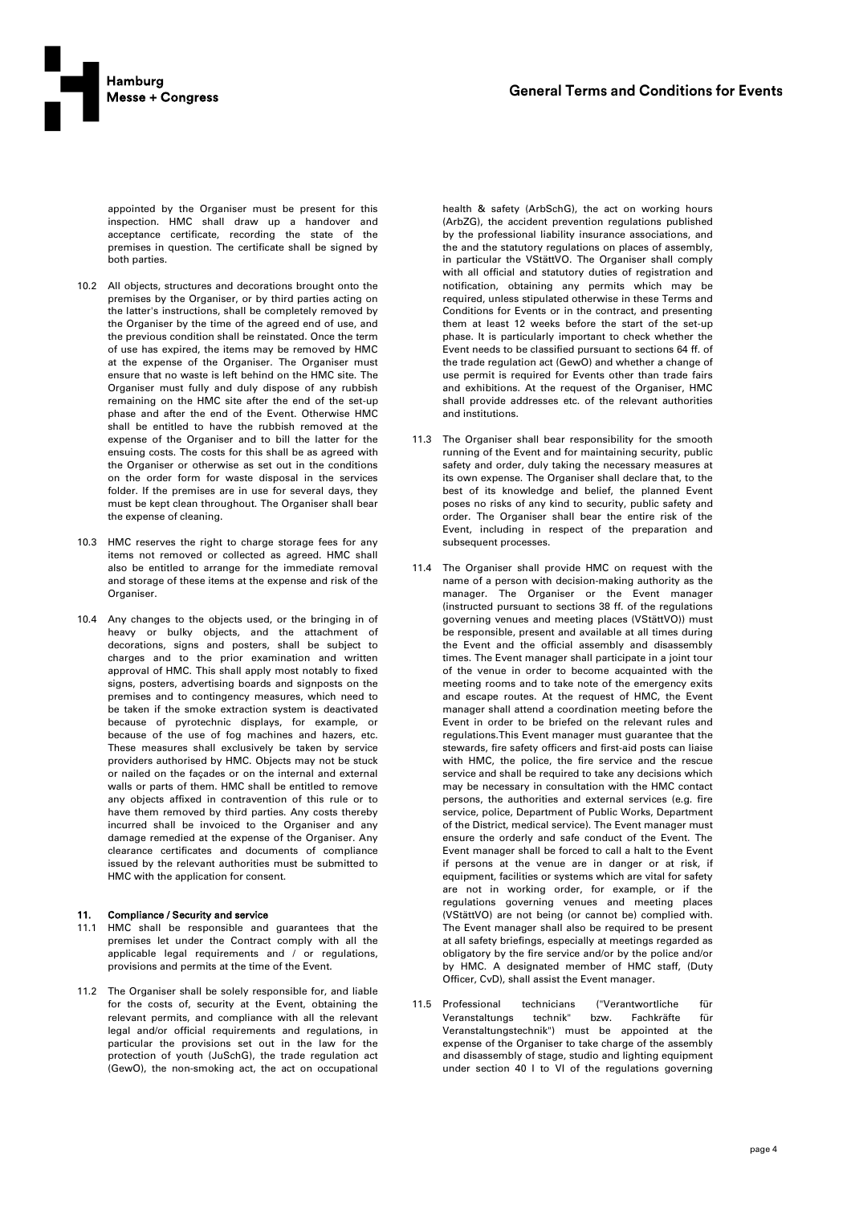appointed by the Organiser must be present for this inspection. HMC shall draw up a handover and acceptance certificate, recording the state of the premises in question. The certificate shall be signed by both parties.

10.2 All objects, structures and decorations brought onto the premises by the Organiser, or by third parties acting on the latter's instructions, shall be completely removed by the Organiser by the time of the agreed end of use, and the previous condition shall be reinstated. Once the term of use has expired, the items may be removed by HMC at the expense of the Organiser. The Organiser must ensure that no waste is left behind on the HMC site. The Organiser must fully and duly dispose of any rubbish remaining on the HMC site after the end of the set-up phase and after the end of the Event. Otherwise HMC shall be entitled to have the rubbish removed at the expense of the Organiser and to bill the latter for the ensuing costs. The costs for this shall be as agreed with the Organiser or otherwise as set out in the conditions on the order form for waste disposal in the services folder. If the premises are in use for several days, they must be kept clean throughout. The Organiser shall bear the expense of cleaning.

10.3 HMC reserves the right to charge storage fees for any items not removed or collected as agreed. HMC shall also be entitled to arrange for the immediate removal and storage of these items at the expense and risk of the Organiser.

10.4 Any changes to the objects used, or the bringing in of heavy or bulky objects, and the attachment of decorations, signs and posters, shall be subject to charges and to the prior examination and written approval of HMC. This shall apply most notably to fixed signs, posters, advertising boards and signposts on the premises and to contingency measures, which need to be taken if the smoke extraction system is deactivated because of pyrotechnic displays, for example, or because of the use of fog machines and hazers, etc. These measures shall exclusively be taken by service providers authorised by HMC. Objects may not be stuck or nailed on the façades or on the internal and external walls or parts of them. HMC shall be entitled to remove any objects affixed in contravention of this rule or to have them removed by third parties. Any costs thereby incurred shall be invoiced to the Organiser and any damage remedied at the expense of the Organiser. Any clearance certificates and documents of compliance issued by the relevant authorities must be submitted to HMC with the application for consent.

## 11. Compliance / Security and service

11.1 HMC shall be responsible and guarantees that the premises let under the Contract comply with all the applicable legal requirements and / or regulations, provisions and permits at the time of the Event.

11.2 The Organiser shall be solely responsible for, and liable for the costs of, security at the Event, obtaining the relevant permits, and compliance with all the relevant legal and/or official requirements and regulations, in particular the provisions set out in the law for the protection of youth (JuSchG), the trade regulation act (GewO), the non-smoking act, the act on occupational health & safety (ArbSchG), the act on working hours (ArbZG), the accident prevention regulations published by the professional liability insurance associations, and the and the statutory regulations on places of assembly, in particular the VStättVO. The Organiser shall comply with all official and statutory duties of registration and notification, obtaining any permits which may be required, unless stipulated otherwise in these Terms and Conditions for Events or in the contract, and presenting them at least 12 weeks before the start of the set-up phase. It is particularly important to check whether the Event needs to be classified pursuant to sections 64 ff. of the trade regulation act (GewO) and whether a change of use permit is required for Events other than trade fairs and exhibitions. At the request of the Organiser, HMC shall provide addresses etc. of the relevant authorities and institutions.

11.3 The Organiser shall bear responsibility for the smooth running of the Event and for maintaining security, public safety and order, duly taking the necessary measures at its own expense. The Organiser shall declare that, to the best of its knowledge and belief, the planned Event poses no risks of any kind to security, public safety and order. The Organiser shall bear the entire risk of the Event, including in respect of the preparation and subsequent processes.

11.4 The Organiser shall provide HMC on request with the name of a person with decision-making authority as the manager. The Organiser or the Event manager (instructed pursuant to sections 38 ff. of the regulations governing venues and meeting places (VStättVO)) must be responsible, present and available at all times during the Event and the official assembly and disassembly times. The Event manager shall participate in a joint tour of the venue in order to become acquainted with the meeting rooms and to take note of the emergency exits and escape routes. At the request of HMC, the Event manager shall attend a coordination meeting before the Event in order to be briefed on the relevant rules and regulations.This Event manager must guarantee that the stewards, fire safety officers and first-aid posts can liaise with HMC, the police, the fire service and the rescue service and shall be required to take any decisions which may be necessary in consultation with the HMC contact persons, the authorities and external services (e.g. fire service, police, Department of Public Works, Department of the District, medical service). The Event manager must ensure the orderly and safe conduct of the Event. The Event manager shall be forced to call a halt to the Event if persons at the venue are in danger or at risk, if equipment, facilities or systems which are vital for safety are not in working order, for example, or if the regulations governing venues and meeting places (VStättVO) are not being (or cannot be) complied with. The Event manager shall also be required to be present at all safety briefings, especially at meetings regarded as obligatory by the fire service and/or by the police and/or by HMC. A designated member of HMC staff, (Duty Officer, CvD), shall assist the Event manager.

11.5 Professional technicians ("Verantwortliche für Veranstaltungs technik" bzw. Fachkräfte für Veranstaltungstechnik") must be appointed at the expense of the Organiser to take charge of the assembly and disassembly of stage, studio and lighting equipment under section 40 I to VI of the regulations governing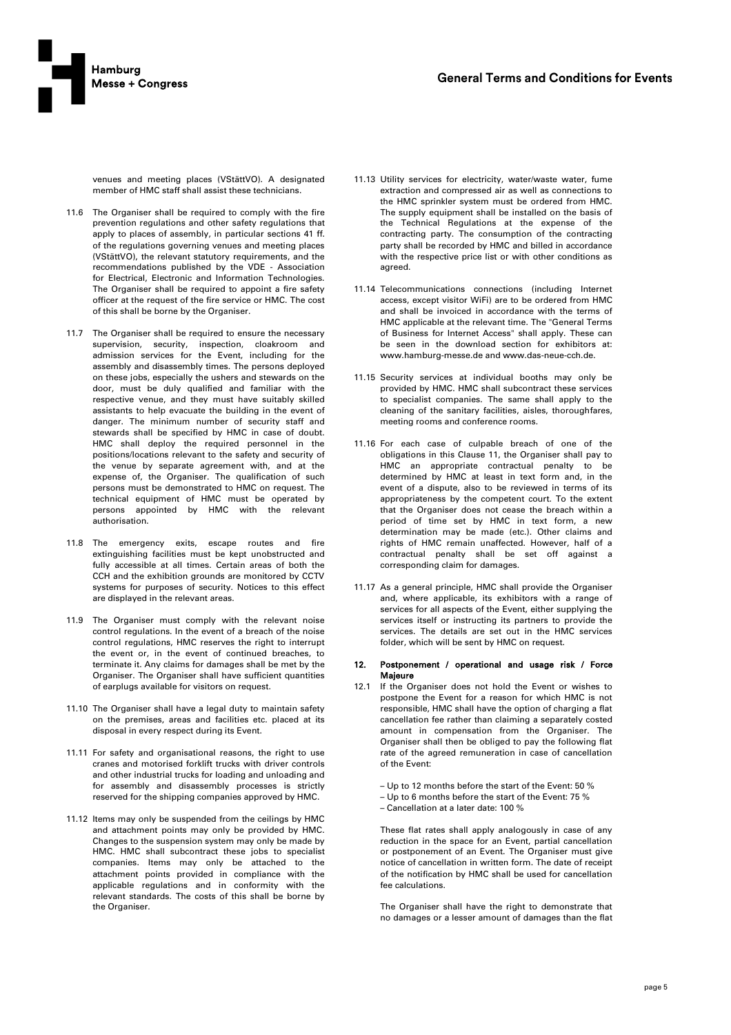venues and meeting places (VStättVO). A designated member of HMC staff shall assist these technicians.

11.6 The Organiser shall be required to comply with the fire prevention regulations and other safety regulations that apply to places of assembly, in particular sections 41 ff. of the regulations governing venues and meeting places (VStättVO), the relevant statutory requirements, and the recommendations published by the VDE - Association for Electrical, Electronic and Information Technologies. The Organiser shall be required to appoint a fire safety officer at the request of the fire service or HMC. The cost of this shall be borne by the Organiser.

11.7 The Organiser shall be required to ensure the necessary supervision, security, inspection, cloakroom and admission services for the Event, including for the assembly and disassembly times. The persons deployed on these jobs, especially the ushers and stewards on the door, must be duly qualified and familiar with the respective venue, and they must have suitably skilled assistants to help evacuate the building in the event of danger. The minimum number of security staff and stewards shall be specified by HMC in case of doubt. HMC shall deploy the required personnel in the positions/locations relevant to the safety and security of the venue by separate agreement with, and at the expense of, the Organiser. The qualification of such persons must be demonstrated to HMC on request. The technical equipment of HMC must be operated by persons appointed by HMC with the relevant authorisation.

11.8 The emergency exits, escape routes and fire extinguishing facilities must be kept unobstructed and fully accessible at all times. Certain areas of both the CCH and the exhibition grounds are monitored by CCTV systems for purposes of security. Notices to this effect are displayed in the relevant areas.

11.9 The Organiser must comply with the relevant noise control regulations. In the event of a breach of the noise control regulations, HMC reserves the right to interrupt the event or, in the event of continued breaches, to terminate it. Any claims for damages shall be met by the Organiser. The Organiser shall have sufficient quantities of earplugs available for visitors on request.

11.10 The Organiser shall have a legal duty to maintain safety on the premises, areas and facilities etc. placed at its disposal in every respect during its Event.

11.11 For safety and organisational reasons, the right to use cranes and motorised forklift trucks with driver controls and other industrial trucks for loading and unloading and for assembly and disassembly processes is strictly reserved for the shipping companies approved by HMC.

11.12 Items may only be suspended from the ceilings by HMC and attachment points may only be provided by HMC. Changes to the suspension system may only be made by HMC. HMC shall subcontract these jobs to specialist companies. Items may only be attached to the attachment points provided in compliance with the applicable regulations and in conformity with the relevant standards. The costs of this shall be borne by the Organiser.

11.13 Utility services for electricity, water/waste water, fume extraction and compressed air as well as connections to the HMC sprinkler system must be ordered from HMC. The supply equipment shall be installed on the basis of the Technical Regulations at the expense of the contracting party. The consumption of the contracting party shall be recorded by HMC and billed in accordance with the respective price list or with other conditions as agreed.

11.14 Telecommunications connections (including Internet access, except visitor WiFi) are to be ordered from HMC and shall be invoiced in accordance with the terms of HMC applicable at the relevant time. The "General Terms of Business for Internet Access" shall apply. These can be seen in the download section for exhibitors at: www.hamburg-messe.de and www.das-neue-cch.de.

11.15 Security services at individual booths may only be provided by HMC. HMC shall subcontract these services to specialist companies. The same shall apply to the cleaning of the sanitary facilities, aisles, thoroughfares, meeting rooms and conference rooms.

11.16 For each case of culpable breach of one of the obligations in this Clause 11, the Organiser shall pay to HMC an appropriate contractual penalty to be determined by HMC at least in text form and, in the event of a dispute, also to be reviewed in terms of its appropriateness by the competent court. To the extent that the Organiser does not cease the breach within a period of time set by HMC in text form, a new determination may be made (etc.). Other claims and rights of HMC remain unaffected. However, half of a contractual penalty shall be set off against a corresponding claim for damages.

11.17 As a general principle, HMC shall provide the Organiser and, where applicable, its exhibitors with a range of services for all aspects of the Event, either supplying the services itself or instructing its partners to provide the services. The details are set out in the HMC services folder, which will be sent by HMC on request.

## 12. Postponement / operational and usage risk / Force Majeure

12.1 If the Organiser does not hold the Event or wishes to postpone the Event for a reason for which HMC is not responsible, HMC shall have the option of charging a flat cancellation fee rather than claiming a separately costed amount in compensation from the Organiser. The Organiser shall then be obliged to pay the following flat rate of the agreed remuneration in case of cancellation of the Event:

– Up to 12 months before the start of the Event: 50 %
– Up to 6 months before the start of the Event: 75 %
– Cancellation at a later date: 100 %

These flat rates shall apply analogously in case of any reduction in the space for an Event, partial cancellation or postponement of an Event. The Organiser must give notice of cancellation in written form. The date of receipt of the notification by HMC shall be used for cancellation fee calculations.

The Organiser shall have the right to demonstrate that no damages or a lesser amount of damages than the flat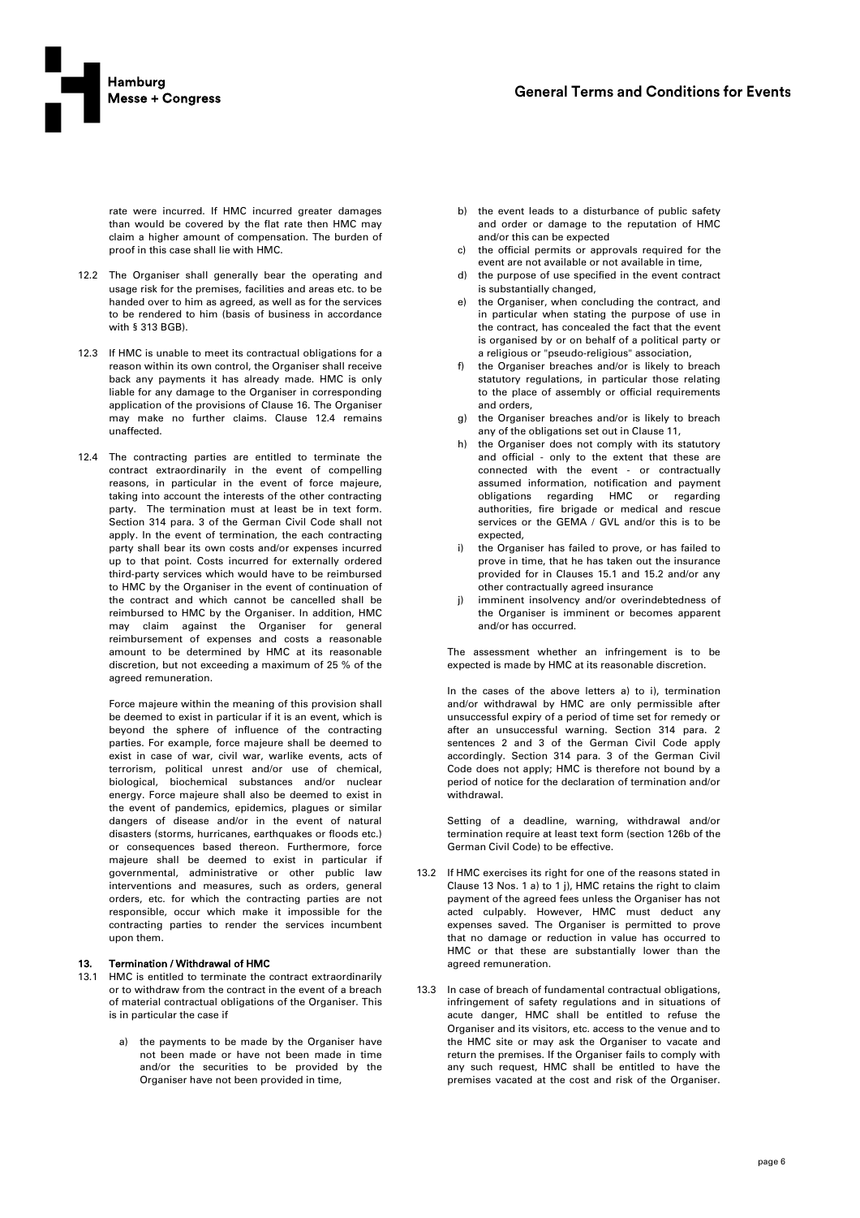rate were incurred. If HMC incurred greater damages than would be covered by the flat rate then HMC may claim a higher amount of compensation. The burden of proof in this case shall lie with HMC.

12.2 The Organiser shall generally bear the operating and usage risk for the premises, facilities and areas etc. to be handed over to him as agreed, as well as for the services to be rendered to him (basis of business in accordance with § 313 BGB).

12.3 If HMC is unable to meet its contractual obligations for a reason within its own control, the Organiser shall receive back any payments it has already made. HMC is only liable for any damage to the Organiser in corresponding application of the provisions of Clause 16. The Organiser may make no further claims. Clause 12.4 remains unaffected.

12.4 The contracting parties are entitled to terminate the contract extraordinarily in the event of compelling reasons, in particular in the event of force majeure, taking into account the interests of the other contracting party. The termination must at least be in text form. Section 314 para. 3 of the German Civil Code shall not apply. In the event of termination, the each contracting party shall bear its own costs and/or expenses incurred up to that point. Costs incurred for externally ordered third-party services which would have to be reimbursed to HMC by the Organiser in the event of continuation of the contract and which cannot be cancelled shall be reimbursed to HMC by the Organiser. In addition, HMC may claim against the Organiser for general reimbursement of expenses and costs a reasonable amount to be determined by HMC at its reasonable discretion, but not exceeding a maximum of 25 % of the agreed remuneration.

Force majeure within the meaning of this provision shall be deemed to exist in particular if it is an event, which is beyond the sphere of influence of the contracting parties. For example, force majeure shall be deemed to exist in case of war, civil war, warlike events, acts of terrorism, political unrest and/or use of chemical, biological, biochemical substances and/or nuclear energy. Force majeure shall also be deemed to exist in the event of pandemics, epidemics, plagues or similar dangers of disease and/or in the event of natural disasters (storms, hurricanes, earthquakes or floods etc.) or consequences based thereon. Furthermore, force majeure shall be deemed to exist in particular if governmental, administrative or other public law interventions and measures, such as orders, general orders, etc. for which the contracting parties are not responsible, occur which make it impossible for the contracting parties to render the services incumbent upon them.

## 13. Termination / Withdrawal of HMC

13.1 HMC is entitled to terminate the contract extraordinarily or to withdraw from the contract in the event of a breach of material contractual obligations of the Organiser. This is in particular the case if

a) the payments to be made by the Organiser have not been made or have not been made in time and/or the securities to be provided by the Organiser have not been provided in time,

b) the event leads to a disturbance of public safety and order or damage to the reputation of HMC and/or this can be expected

c) the official permits or approvals required for the event are not available or not available in time,

d) the purpose of use specified in the event contract is substantially changed,

e) the Organiser, when concluding the contract, and in particular when stating the purpose of use in the contract, has concealed the fact that the event is organised by or on behalf of a political party or a religious or "pseudo-religious" association,

f) the Organiser breaches and/or is likely to breach statutory regulations, in particular those relating to the place of assembly or official requirements and orders,

g) the Organiser breaches and/or is likely to breach any of the obligations set out in Clause 11,

h) the Organiser does not comply with its statutory and official - only to the extent that these are connected with the event - or contractually assumed information, notification and payment obligations regarding HMC or regarding authorities, fire brigade or medical and rescue services or the GEMA / GVL and/or this is to be expected,

i) the Organiser has failed to prove, or has failed to prove in time, that he has taken out the insurance provided for in Clauses 15.1 and 15.2 and/or any other contractually agreed insurance

j) imminent insolvency and/or overindebtedness of the Organiser is imminent or becomes apparent and/or has occurred.

The assessment whether an infringement is to be expected is made by HMC at its reasonable discretion.

In the cases of the above letters a) to i), termination and/or withdrawal by HMC are only permissible after unsuccessful expiry of a period of time set for remedy or after an unsuccessful warning. Section 314 para. 2 sentences 2 and 3 of the German Civil Code apply accordingly. Section 314 para. 3 of the German Civil Code does not apply; HMC is therefore not bound by a period of notice for the declaration of termination and/or withdrawal.

Setting of a deadline, warning, withdrawal and/or termination require at least text form (section 126b of the German Civil Code) to be effective.

13.2 If HMC exercises its right for one of the reasons stated in Clause 13 Nos. 1 a) to 1 j), HMC retains the right to claim payment of the agreed fees unless the Organiser has not acted culpably. However, HMC must deduct any expenses saved. The Organiser is permitted to prove that no damage or reduction in value has occurred to HMC or that these are substantially lower than the agreed remuneration.

13.3 In case of breach of fundamental contractual obligations, infringement of safety regulations and in situations of acute danger, HMC shall be entitled to refuse the Organiser and its visitors, etc. access to the venue and to the HMC site or may ask the Organiser to vacate and return the premises. If the Organiser fails to comply with any such request, HMC shall be entitled to have the premises vacated at the cost and risk of the Organiser.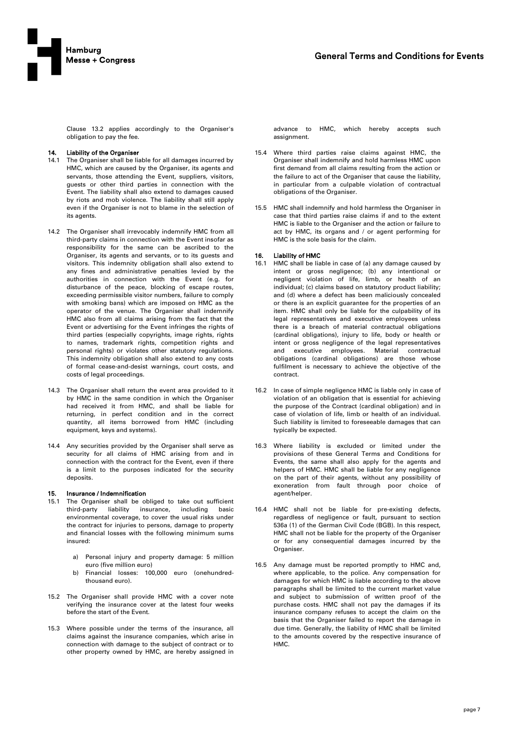Clause 13.2 applies accordingly to the Organiser's obligation to pay the fee.

## 14. Liability of the Organiser

14.1 The Organiser shall be liable for all damages incurred by HMC, which are caused by the Organiser, its agents and servants, those attending the Event, suppliers, visitors, guests or other third parties in connection with the Event. The liability shall also extend to damages caused by riots and mob violence. The liability shall still apply even if the Organiser is not to blame in the selection of its agents.

14.2 The Organiser shall irrevocably indemnify HMC from all third-party claims in connection with the Event insofar as responsibility for the same can be ascribed to the Organiser, its agents and servants, or to its guests and visitors. This indemnity obligation shall also extend to any fines and administrative penalties levied by the authorities in connection with the Event (e.g. for disturbance of the peace, blocking of escape routes, exceeding permissible visitor numbers, failure to comply with smoking bans) which are imposed on HMC as the operator of the venue. The Organiser shall indemnify HMC also from all claims arising from the fact that the Event or advertising for the Event infringes the rights of third parties (especially copyrights, image rights, rights to names, trademark rights, competition rights and personal rights) or violates other statutory regulations. This indemnity obligation shall also extend to any costs of formal cease-and-desist warnings, court costs, and costs of legal proceedings.

14.3 The Organiser shall return the event area provided to it by HMC in the same condition in which the Organiser had received it from HMC, and shall be liable for returning, in perfect condition and in the correct quantity, all items borrowed from HMC (including equipment, keys and systems).

14.4 Any securities provided by the Organiser shall serve as security for all claims of HMC arising from and in connection with the contract for the Event, even if there is a limit to the purposes indicated for the security deposits.

## 15. Insurance / Indemnification

15.1 The Organiser shall be obliged to take out sufficient third-party liability insurance, including basic environmental coverage, to cover the usual risks under the contract for injuries to persons, damage to property and financial losses with the following minimum sums insured:

a) Personal injury and property damage: 5 million euro (five million euro)
b) Financial losses: 100,000 euro (onehundred-thousand euro).

15.2 The Organiser shall provide HMC with a cover note verifying the insurance cover at the latest four weeks before the start of the Event.

15.3 Where possible under the terms of the insurance, all claims against the insurance companies, which arise in connection with damage to the subject of contract or to other property owned by HMC, are hereby assigned in advance to HMC, which hereby accepts such assignment.

15.4 Where third parties raise claims against HMC, the Organiser shall indemnify and hold harmless HMC upon first demand from all claims resulting from the action or the failure to act of the Organiser that cause the liability, in particular from a culpable violation of contractual obligations of the Organiser.

15.5 HMC shall indemnify and hold harmless the Organiser in case that third parties raise claims if and to the extent HMC is liable to the Organiser and the action or failure to act by HMC, its organs and / or agent performing for HMC is the sole basis for the claim.

## 16. Liability of HMC

16.1 HMC shall be liable in case of (a) any damage caused by intent or gross negligence; (b) any intentional or negligent violation of life, limb, or health of an individual; (c) claims based on statutory product liability; and (d) where a defect has been maliciously concealed or there is an explicit guarantee for the properties of an item. HMC shall only be liable for the culpability of its legal representatives and executive employees unless there is a breach of material contractual obligations (cardinal obligations), injury to life, body or health or intent or gross negligence of the legal representatives and executive employees. Material contractual obligations (cardinal obligations) are those whose fulfilment is necessary to achieve the objective of the contract.

16.2 In case of simple negligence HMC is liable only in case of violation of an obligation that is essential for achieving the purpose of the Contract (cardinal obligation) and in case of violation of life, limb or health of an individual. Such liability is limited to foreseeable damages that can typically be expected.

16.3 Where liability is excluded or limited under the provisions of these General Terms and Conditions for Events, the same shall also apply for the agents and helpers of HMC. HMC shall be liable for any negligence on the part of their agents, without any possibility of exoneration from fault through poor choice of agent/helper.

16.4 HMC shall not be liable for pre-existing defects, regardless of negligence or fault, pursuant to section 536a (1) of the German Civil Code (BGB). In this respect, HMC shall not be liable for the property of the Organiser or for any consequential damages incurred by the Organiser.

16.5 Any damage must be reported promptly to HMC and, where applicable, to the police. Any compensation for damages for which HMC is liable according to the above paragraphs shall be limited to the current market value and subject to submission of written proof of the purchase costs. HMC shall not pay the damages if its insurance company refuses to accept the claim on the basis that the Organiser failed to report the damage in due time. Generally, the liability of HMC shall be limited to the amounts covered by the respective insurance of HMC.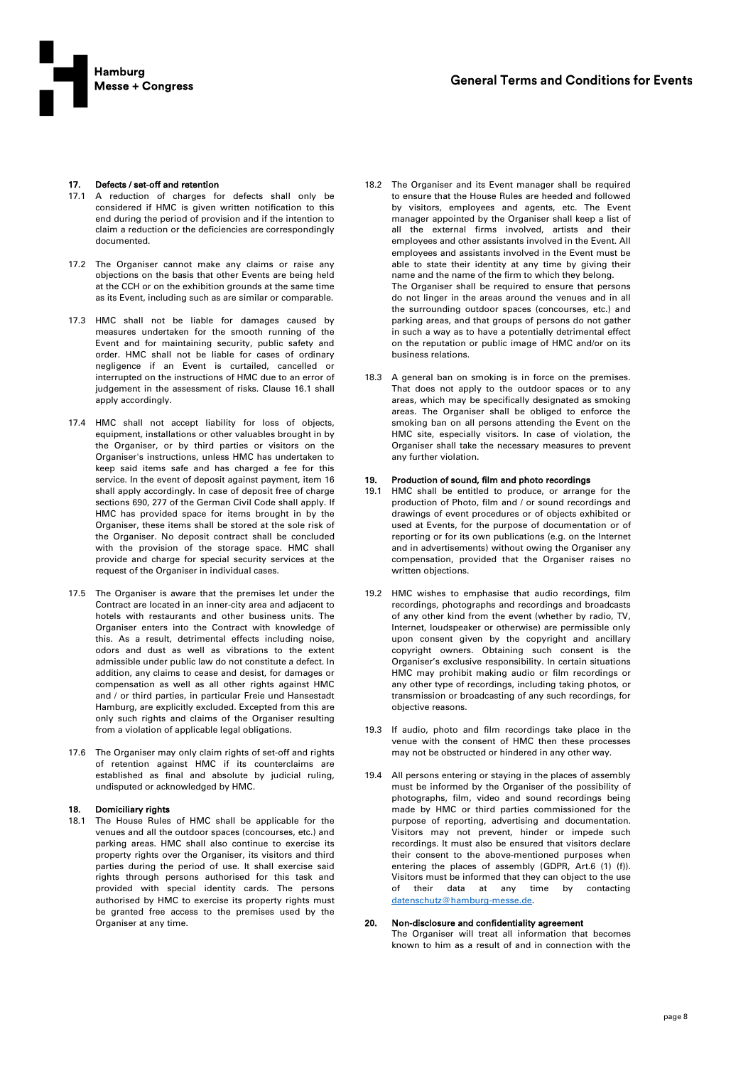## 17. Defects / set-off and retention

17.1 A reduction of charges for defects shall only be considered if HMC is given written notification to this end during the period of provision and if the intention to claim a reduction or the deficiencies are correspondingly documented.

17.2 The Organiser cannot make any claims or raise any objections on the basis that other Events are being held at the CCH or on the exhibition grounds at the same time as its Event, including such as are similar or comparable.

17.3 HMC shall not be liable for damages caused by measures undertaken for the smooth running of the Event and for maintaining security, public safety and order. HMC shall not be liable for cases of ordinary negligence if an Event is curtailed, cancelled or interrupted on the instructions of HMC due to an error of judgement in the assessment of risks. Clause 16.1 shall apply accordingly.

17.4 HMC shall not accept liability for loss of objects, equipment, installations or other valuables brought in by the Organiser, or by third parties or visitors on the Organiser's instructions, unless HMC has undertaken to keep said items safe and has charged a fee for this service. In the event of deposit against payment, item 16 shall apply accordingly. In case of deposit free of charge sections 690, 277 of the German Civil Code shall apply. If HMC has provided space for items brought in by the Organiser, these items shall be stored at the sole risk of the Organiser. No deposit contract shall be concluded with the provision of the storage space. HMC shall provide and charge for special security services at the request of the Organiser in individual cases.

17.5 The Organiser is aware that the premises let under the Contract are located in an inner-city area and adjacent to hotels with restaurants and other business units. The Organiser enters into the Contract with knowledge of this. As a result, detrimental effects including noise, odors and dust as well as vibrations to the extent admissible under public law do not constitute a defect. In addition, any claims to cease and desist, for damages or compensation as well as all other rights against HMC and / or third parties, in particular Freie und Hansestadt Hamburg, are explicitly excluded. Excepted from this are only such rights and claims of the Organiser resulting from a violation of applicable legal obligations.

17.6 The Organiser may only claim rights of set-off and rights of retention against HMC if its counterclaims are established as final and absolute by judicial ruling, undisputed or acknowledged by HMC.

## 18. Domiciliary rights

18.1 The House Rules of HMC shall be applicable for the venues and all the outdoor spaces (concourses, etc.) and parking areas. HMC shall also continue to exercise its property rights over the Organiser, its visitors and third parties during the period of use. It shall exercise said rights through persons authorised for this task and provided with special identity cards. The persons authorised by HMC to exercise its property rights must be granted free access to the premises used by the Organiser at any time.

18.2 The Organiser and its Event manager shall be required to ensure that the House Rules are heeded and followed by visitors, employees and agents, etc. The Event manager appointed by the Organiser shall keep a list of all the external firms involved, artists and their employees and other assistants involved in the Event. All employees and assistants involved in the Event must be able to state their identity at any time by giving their name and the name of the firm to which they belong.
The Organiser shall be required to ensure that persons do not linger in the areas around the venues and in all the surrounding outdoor spaces (concourses, etc.) and parking areas, and that groups of persons do not gather in such a way as to have a potentially detrimental effect on the reputation or public image of HMC and/or on its business relations.

18.3 A general ban on smoking is in force on the premises. That does not apply to the outdoor spaces or to any areas, which may be specifically designated as smoking areas. The Organiser shall be obliged to enforce the smoking ban on all persons attending the Event on the HMC site, especially visitors. In case of violation, the Organiser shall take the necessary measures to prevent any further violation.

## 19. Production of sound, film and photo recordings

19.1 HMC shall be entitled to produce, or arrange for the production of Photo, film and / or sound recordings and drawings of event procedures or of objects exhibited or used at Events, for the purpose of documentation or of reporting or for its own publications (e.g. on the Internet and in advertisements) without owing the Organiser any compensation, provided that the Organiser raises no written objections.

19.2 HMC wishes to emphasise that audio recordings, film recordings, photographs and recordings and broadcasts of any other kind from the event (whether by radio, TV, Internet, loudspeaker or otherwise) are permissible only upon consent given by the copyright and ancillary copyright owners. Obtaining such consent is the Organiser's exclusive responsibility. In certain situations HMC may prohibit making audio or film recordings or any other type of recordings, including taking photos, or transmission or broadcasting of any such recordings, for objective reasons.

19.3 If audio, photo and film recordings take place in the venue with the consent of HMC then these processes may not be obstructed or hindered in any other way.

19.4 All persons entering or staying in the places of assembly must be informed by the Organiser of the possibility of photographs, film, video and sound recordings being made by HMC or third parties commissioned for the purpose of reporting, advertising and documentation. Visitors may not prevent, hinder or impede such recordings. It must also be ensured that visitors declare their consent to the above-mentioned purposes when entering the places of assembly (GDPR, Art.6 (1) (f)). Visitors must be informed that they can object to the use of their data at any time by contacting datenschutz@hamburg-messe.de.

## 20. Non-disclosure and confidentiality agreement

The Organiser will treat all information that becomes known to him as a result of and in connection with the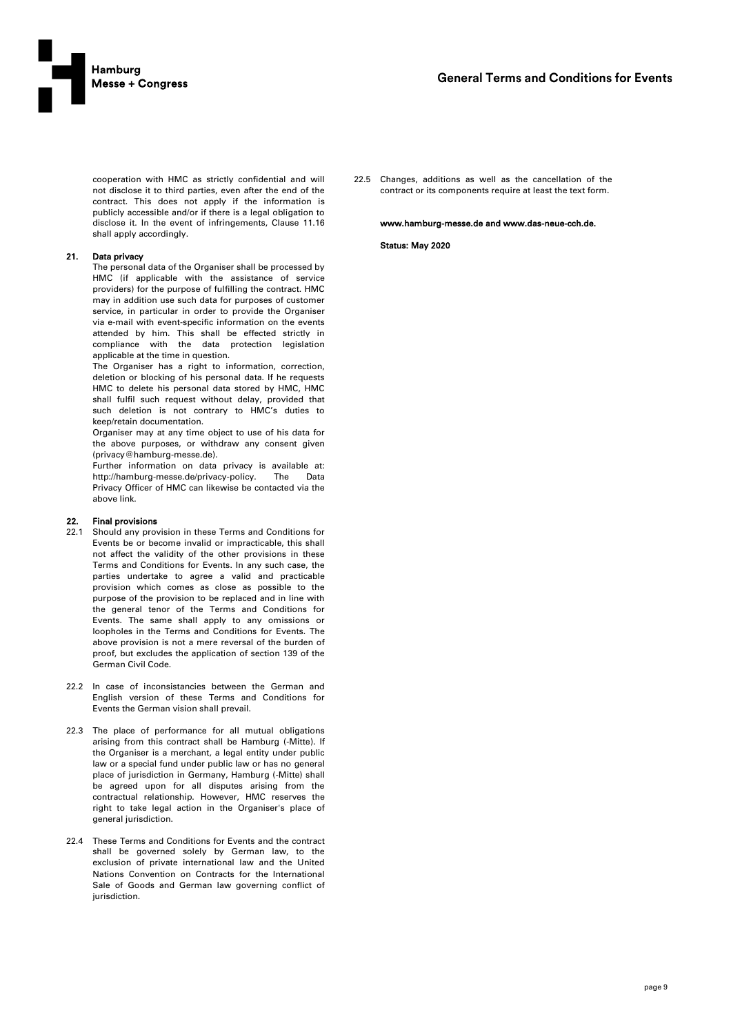cooperation with HMC as strictly confidential and will not disclose it to third parties, even after the end of the contract. This does not apply if the information is publicly accessible and/or if there is a legal obligation to disclose it. In the event of infringements, Clause 11.16 shall apply accordingly.

## 21. Data privacy

The personal data of the Organiser shall be processed by HMC (if applicable with the assistance of service providers) for the purpose of fulfilling the contract. HMC may in addition use such data for purposes of customer service, in particular in order to provide the Organiser via e-mail with event-specific information on the events attended by him. This shall be effected strictly in compliance with the data protection legislation applicable at the time in question.

The Organiser has a right to information, correction, deletion or blocking of his personal data. If he requests HMC to delete his personal data stored by HMC, HMC shall fulfil such request without delay, provided that such deletion is not contrary to HMC's duties to keep/retain documentation.

Organiser may at any time object to use of his data for the above purposes, or withdraw any consent given (privacy@hamburg-messe.de).

Further information on data privacy is available at: http://hamburg-messe.de/privacy-policy. The Data Privacy Officer of HMC can likewise be contacted via the above link.

## 22. Final provisions

22.1 Should any provision in these Terms and Conditions for Events be or become invalid or impracticable, this shall not affect the validity of the other provisions in these Terms and Conditions for Events. In any such case, the parties undertake to agree a valid and practicable provision which comes as close as possible to the purpose of the provision to be replaced and in line with the general tenor of the Terms and Conditions for Events. The same shall apply to any omissions or loopholes in the Terms and Conditions for Events. The above provision is not a mere reversal of the burden of proof, but excludes the application of section 139 of the German Civil Code.

22.2 In case of inconsistancies between the German and English version of these Terms and Conditions for Events the German vision shall prevail.

22.3 The place of performance for all mutual obligations arising from this contract shall be Hamburg (-Mitte). If the Organiser is a merchant, a legal entity under public law or a special fund under public law or has no general place of jurisdiction in Germany, Hamburg (-Mitte) shall be agreed upon for all disputes arising from the contractual relationship. However, HMC reserves the right to take legal action in the Organiser's place of general jurisdiction.

22.4 These Terms and Conditions for Events and the contract shall be governed solely by German law, to the exclusion of private international law and the United Nations Convention on Contracts for the International Sale of Goods and German law governing conflict of jurisdiction.

22.5 Changes, additions as well as the cancellation of the contract or its components require at least the text form.

**www.hamburg-messe.de and www.das-neue-cch.de.**

**Status: May 2020**